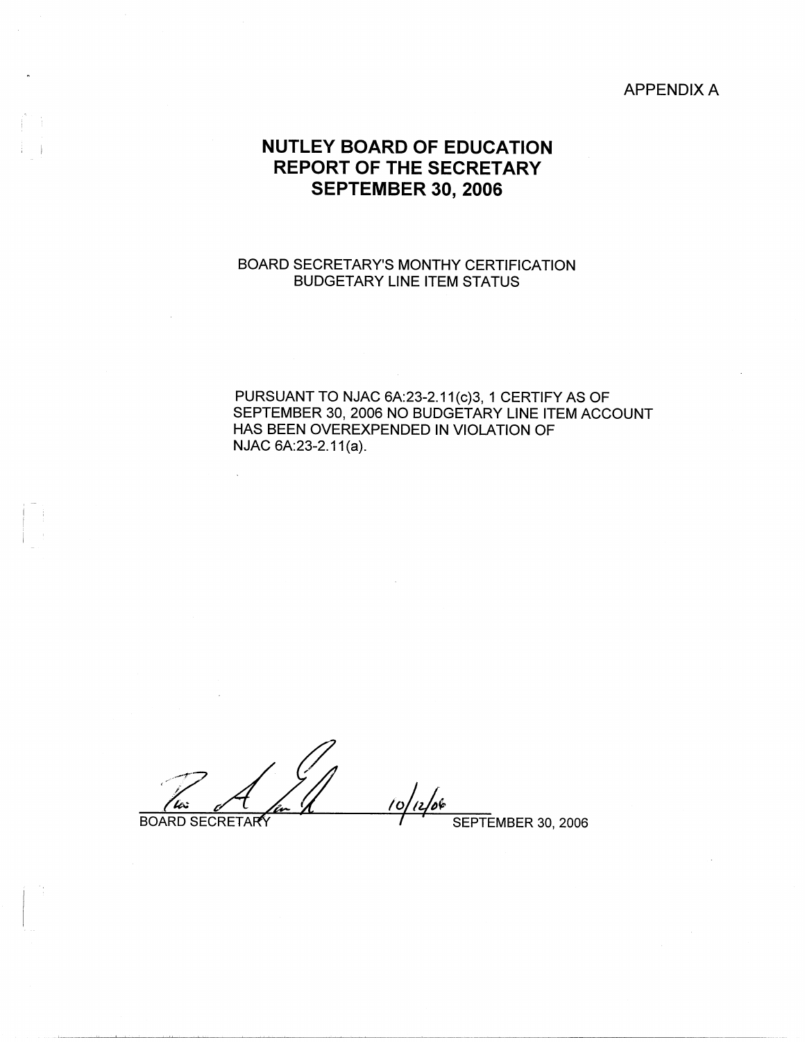APPENDIX A

# NUTLEY BOARD OF EDUCATION
# REPORT OF THE SECRETARY
# SEPTEMBER 30, 2006

BOARD SECRETARY'S MONTHY CERTIFICATION
BUDGETARY LINE ITEM STATUS

PURSUANT TO NJAC 6A:23-2.11(c)3, 1 CERTIFY AS OF SEPTEMBER 30, 2006 NO BUDGETARY LINE ITEM ACCOUNT HAS BEEN OVEREXPENDED IN VIOLATION OF NJAC 6A:23-2.11(a).

BOARD SECRETARY 10/12/06 SEPTEMBER 30, 2006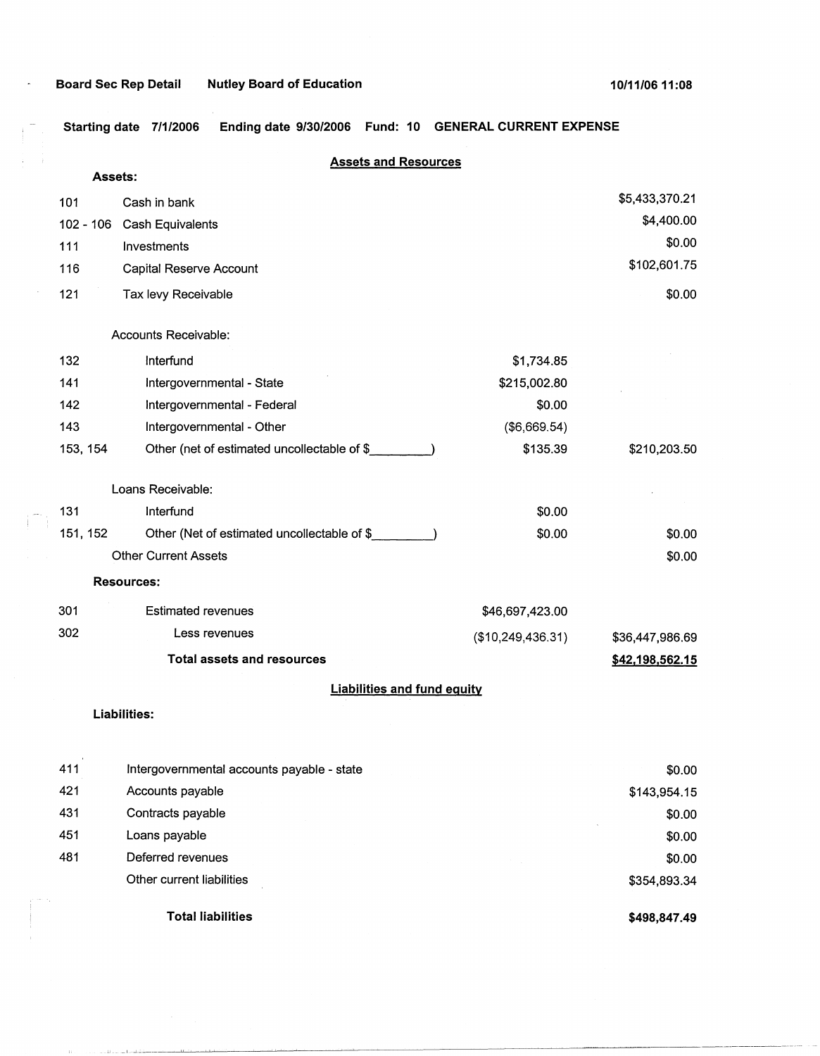**Board Sec Rep Detail** **Nutley Board of Education** **10/11/06 11:08**

**Starting date 7/1/2006 Ending date 9/30/2006 Fund: 10 GENERAL CURRENT EXPENSE**

## Assets and Resources

| Code | Description | | Amount |
|---|---|---|---|
| **Assets:** | | | |
| 101 | Cash in bank | | $5,433,370.21 |
| 102 - 106 | Cash Equivalents | | $4,400.00 |
| 111 | Investments | | $0.00 |
| 116 | Capital Reserve Account | | $102,601.75 |
| 121 | Tax levy Receivable | | $0.00 |
| | Accounts Receivable: | | |
| 132 | Interfund | $1,734.85 | |
| 141 | Intergovernmental - State | $215,002.80 | |
| 142 | Intergovernmental - Federal | $0.00 | |
| 143 | Intergovernmental - Other | ($6,669.54) | |
| 153, 154 | Other (net of estimated uncollectable of $________) | $135.39 | $210,203.50 |
| | Loans Receivable: | | |
| 131 | Interfund | $0.00 | |
| 151, 152 | Other (Net of estimated uncollectable of $________) | $0.00 | $0.00 |
| | Other Current Assets | | $0.00 |
| **Resources:** | | | |
| 301 | Estimated revenues | $46,697,423.00 | |
| 302 | Less revenues | ($10,249,436.31) | $36,447,986.69 |
| | **Total assets and resources** | | **$42,198,562.15** |

## Liabilities and fund equity

| Code | Description | Amount |
|---|---|---|
| **Liabilities:** | | |
| 411 | Intergovernmental accounts payable - state | $0.00 |
| 421 | Accounts payable | $143,954.15 |
| 431 | Contracts payable | $0.00 |
| 451 | Loans payable | $0.00 |
| 481 | Deferred revenues | $0.00 |
| | Other current liabilities | $354,893.34 |
| | **Total liabilities** | **$498,847.49** |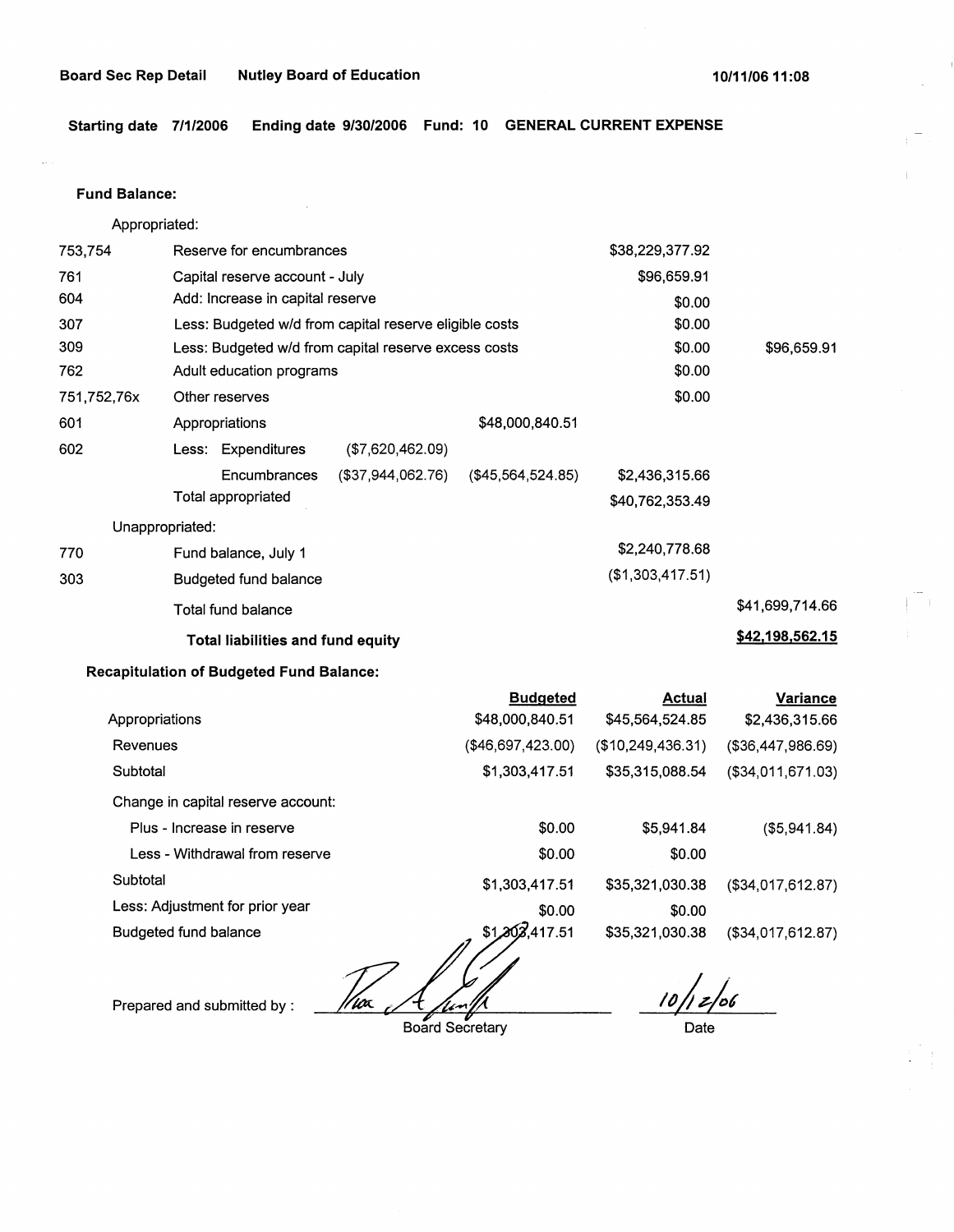**Board Sec Rep Detail** **Nutley Board of Education** **10/11/06 11:08**

**Starting date 7/1/2006 Ending date 9/30/2006 Fund: 10 GENERAL CURRENT EXPENSE**

**Fund Balance:**

| | | | | | |
|---|---|---|---|---|---|
| Appropriated: | | | | | |
| 753,754 | Reserve for encumbrances | | | $38,229,377.92 | |
| 761 | Capital reserve account - July | | | $96,659.91 | |
| 604 | Add: Increase in capital reserve | | | $0.00 | |
| 307 | Less: Budgeted w/d from capital reserve eligible costs | | | $0.00 | |
| 309 | Less: Budgeted w/d from capital reserve excess costs | | | $0.00 | $96,659.91 |
| 762 | Adult education programs | | | $0.00 | |
| 751,752,76x | Other reserves | | | $0.00 | |
| 601 | Appropriations | | $48,000,840.51 | | |
| 602 | Less: Expenditures | ($7,620,462.09) | | | |
| | Encumbrances | ($37,944,062.76) | ($45,564,524.85) | $2,436,315.66 | |
| | Total appropriated | | | $40,762,353.49 | |
| Unappropriated: | | | | | |
| 770 | Fund balance, July 1 | | | $2,240,778.68 | |
| 303 | Budgeted fund balance | | | ($1,303,417.51) | |
| | Total fund balance | | | | $41,699,714.66 |
| | **Total liabilities and fund equity** | | | | **$42,198,562.15** |

**Recapitulation of Budgeted Fund Balance:**

| | Budgeted | Actual | Variance |
|---|---|---|---|
| Appropriations | $48,000,840.51 | $45,564,524.85 | $2,436,315.66 |
| Revenues | ($46,697,423.00) | ($10,249,436.31) | ($36,447,986.69) |
| Subtotal | $1,303,417.51 | $35,315,088.54 | ($34,011,671.03) |
| Change in capital reserve account: | | | |
| Plus - Increase in reserve | $0.00 | $5,941.84 | ($5,941.84) |
| Less - Withdrawal from reserve | $0.00 | $0.00 | |
| Subtotal | $1,303,417.51 | $35,321,030.38 | ($34,017,612.87) |
| Less: Adjustment for prior year | $0.00 | $0.00 | |
| Budgeted fund balance | $1,303,417.51 | $35,321,030.38 | ($34,017,612.87) |

Prepared and submitted by : ______________________ Board Secretary

10/12/06 Date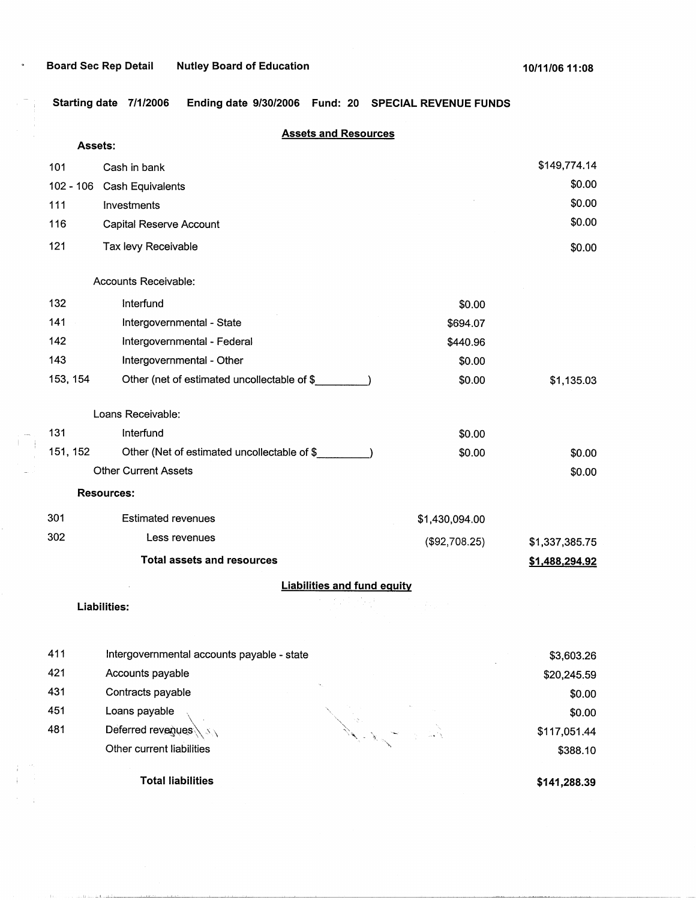Board Sec Rep Detail    Nutley Board of Education    10/11/06 11:08

**Starting date** 7/1/2006    **Ending date** 9/30/2006    **Fund: 20**    **SPECIAL REVENUE FUNDS**

## Assets and Resources

**Assets:**

| Code | Description | | Amount |
|---|---|---|---|
| 101 | Cash in bank | | $149,774.14 |
| 102 - 106 | Cash Equivalents | | $0.00 |
| 111 | Investments | | $0.00 |
| 116 | Capital Reserve Account | | $0.00 |
| 121 | Tax levy Receivable | | $0.00 |
| | Accounts Receivable: | | |
| 132 | Interfund | $0.00 | |
| 141 | Intergovernmental - State | $694.07 | |
| 142 | Intergovernmental - Federal | $440.96 | |
| 143 | Intergovernmental - Other | $0.00 | |
| 153, 154 | Other (net of estimated uncollectable of $_________) | $0.00 | $1,135.03 |
| | Loans Receivable: | | |
| 131 | Interfund | $0.00 | |
| 151, 152 | Other (Net of estimated uncollectable of $_________) | $0.00 | $0.00 |
| | Other Current Assets | | $0.00 |
| | **Resources:** | | |
| 301 | Estimated revenues | $1,430,094.00 | |
| 302 | Less revenues | ($92,708.25) | $1,337,385.75 |
| | **Total assets and resources** | | **$1,488,294.92** |

## Liabilities and fund equity

**Liabilities:**

| Code | Description | Amount |
|---|---|---|
| 411 | Intergovernmental accounts payable - state | $3,603.26 |
| 421 | Accounts payable | $20,245.59 |
| 431 | Contracts payable | $0.00 |
| 451 | Loans payable | $0.00 |
| 481 | Deferred revenues | $117,051.44 |
| | Other current liabilities | $388.10 |
| | **Total liabilities** | **$141,288.39** |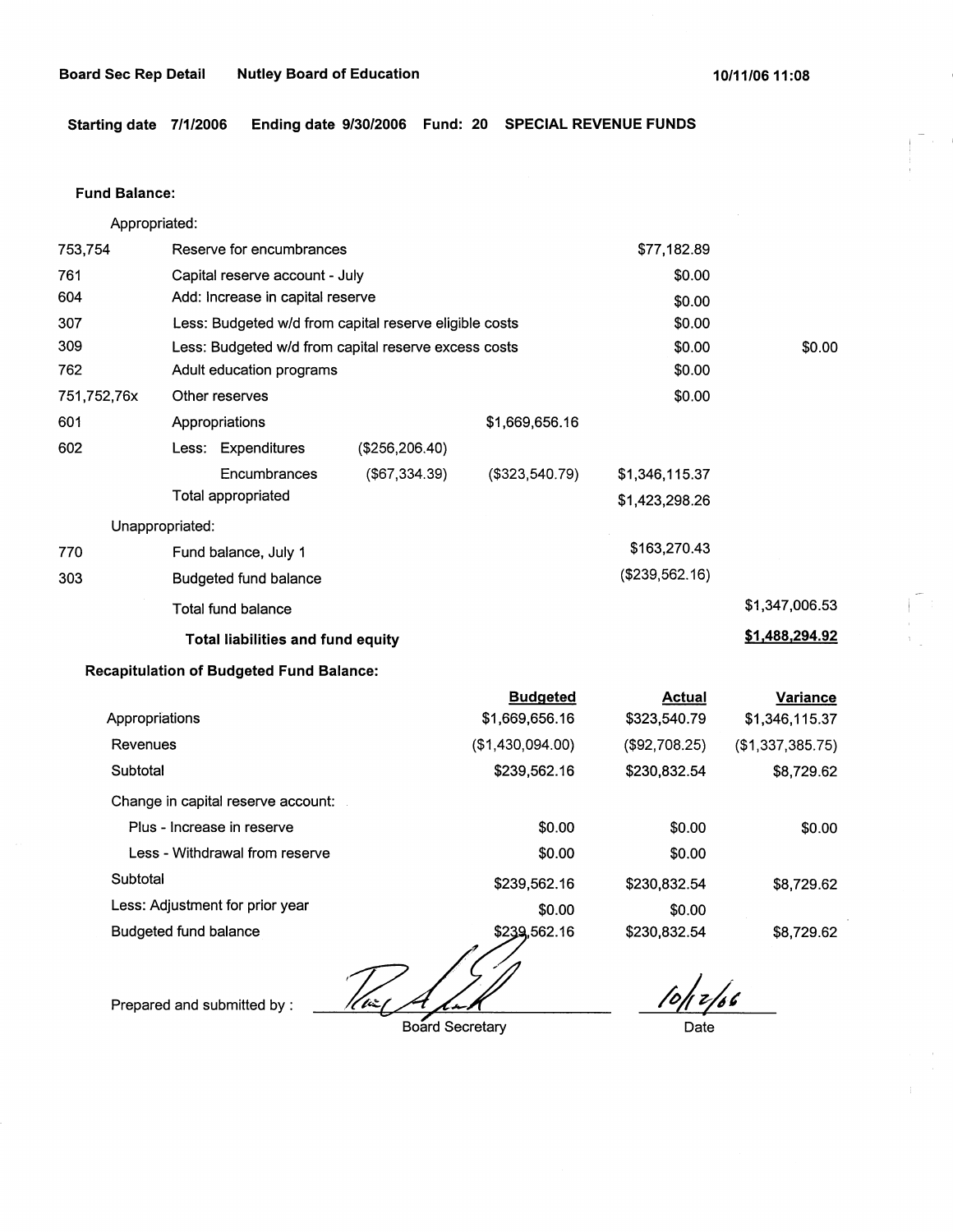**Board Sec Rep Detail** **Nutley Board of Education** **10/11/06 11:08**

**Starting date 7/1/2006** **Ending date 9/30/2006** **Fund: 20** **SPECIAL REVENUE FUNDS**

**Fund Balance:**

| | | | | | |
|---|---|---|---|---|---|
| | Appropriated: | | | | |
| 753,754 | Reserve for encumbrances | | | $77,182.89 | |
| 761 | Capital reserve account - July | | | $0.00 | |
| 604 | Add: Increase in capital reserve | | | $0.00 | |
| 307 | Less: Budgeted w/d from capital reserve eligible costs | | | $0.00 | |
| 309 | Less: Budgeted w/d from capital reserve excess costs | | | $0.00 | $0.00 |
| 762 | Adult education programs | | | $0.00 | |
| 751,752,76x | Other reserves | | | $0.00 | |
| 601 | Appropriations | | $1,669,656.16 | | |
| 602 | Less: Expenditures | ($256,206.40) | | | |
| | Encumbrances | ($67,334.39) | ($323,540.79) | $1,346,115.37 | |
| | Total appropriated | | | $1,423,298.26 | |
| | Unappropriated: | | | | |
| 770 | Fund balance, July 1 | | | $163,270.43 | |
| 303 | Budgeted fund balance | | | ($239,562.16) | |
| | Total fund balance | | | | $1,347,006.53 |
| | **Total liabilities and fund equity** | | | | **$1,488,294.92** |

**Recapitulation of Budgeted Fund Balance:**

| | Budgeted | Actual | Variance |
|---|---|---|---|
| Appropriations | $1,669,656.16 | $323,540.79 | $1,346,115.37 |
| Revenues | ($1,430,094.00) | ($92,708.25) | ($1,337,385.75) |
| Subtotal | $239,562.16 | $230,832.54 | $8,729.62 |
| Change in capital reserve account: | | | |
| Plus - Increase in reserve | $0.00 | $0.00 | $0.00 |
| Less - Withdrawal from reserve | $0.00 | $0.00 | |
| Subtotal | $239,562.16 | $230,832.54 | $8,729.62 |
| Less: Adjustment for prior year | $0.00 | $0.00 | |
| Budgeted fund balance | $239,562.16 | $230,832.54 | $8,729.62 |

Prepared and submitted by : ______________________ Board Secretary

10/12/06 Date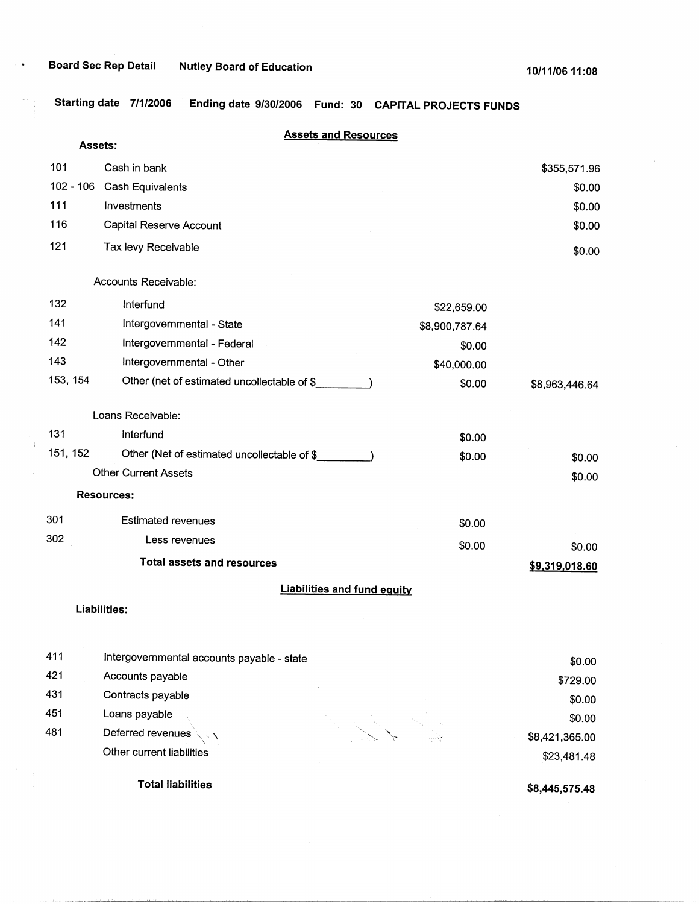Board Sec Rep Detail    Nutley Board of Education    10/11/06 11:08

Starting date 7/1/2006    Ending date 9/30/2006    Fund: 30    CAPITAL PROJECTS FUNDS

## Assets and Resources

**Assets:**

| Code | Description | | Amount |
|---|---|---|---|
| 101 | Cash in bank | | $355,571.96 |
| 102 - 106 | Cash Equivalents | | $0.00 |
| 111 | Investments | | $0.00 |
| 116 | Capital Reserve Account | | $0.00 |
| 121 | Tax levy Receivable | | $0.00 |
| | Accounts Receivable: | | |
| 132 | Interfund | $22,659.00 | |
| 141 | Intergovernmental - State | $8,900,787.64 | |
| 142 | Intergovernmental - Federal | $0.00 | |
| 143 | Intergovernmental - Other | $40,000.00 | |
| 153, 154 | Other (net of estimated uncollectable of $________) | $0.00 | $8,963,446.64 |
| | Loans Receivable: | | |
| 131 | Interfund | $0.00 | |
| 151, 152 | Other (Net of estimated uncollectable of $________) | $0.00 | $0.00 |
| | Other Current Assets | | $0.00 |
| | **Resources:** | | |
| 301 | Estimated revenues | $0.00 | |
| 302 | Less revenues | $0.00 | $0.00 |
| | **Total assets and resources** | | **$9,319,018.60** |

## Liabilities and fund equity

**Liabilities:**

| Code | Description | Amount |
|---|---|---|
| 411 | Intergovernmental accounts payable - state | $0.00 |
| 421 | Accounts payable | $729.00 |
| 431 | Contracts payable | $0.00 |
| 451 | Loans payable | $0.00 |
| 481 | Deferred revenues | $8,421,365.00 |
| | Other current liabilities | $23,481.48 |
| | **Total liabilities** | **$8,445,575.48** |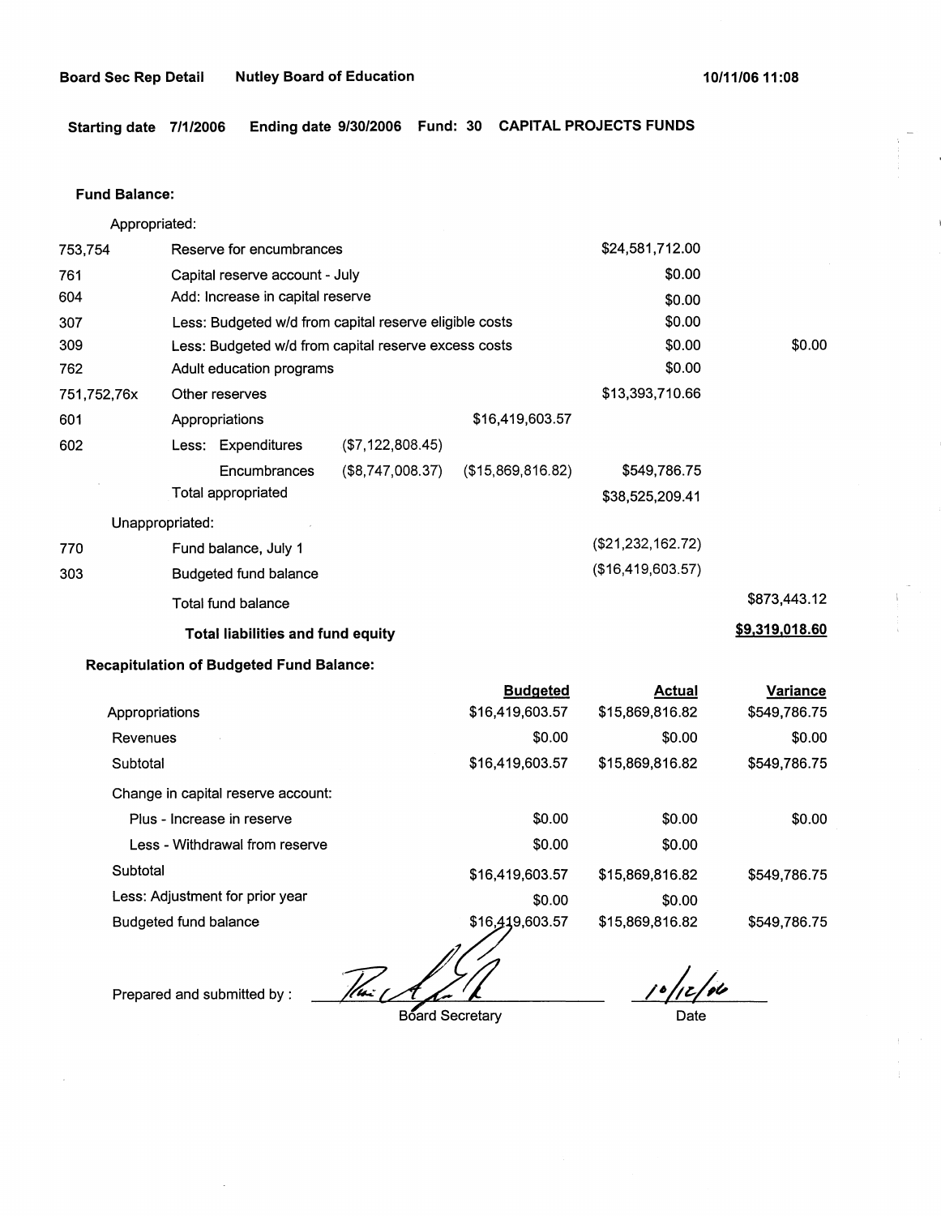**Board Sec Rep Detail** **Nutley Board of Education** **10/11/06 11:08**

**Starting date 7/1/2006 Ending date 9/30/2006 Fund: 30 CAPITAL PROJECTS FUNDS**

**Fund Balance:**

| | | | | | |
|---|---|---|---|---|---|
| Appropriated: | | | | | |
| 753,754 | Reserve for encumbrances | | | $24,581,712.00 | |
| 761 | Capital reserve account - July | | | $0.00 | |
| 604 | Add: Increase in capital reserve | | | $0.00 | |
| 307 | Less: Budgeted w/d from capital reserve eligible costs | | | $0.00 | |
| 309 | Less: Budgeted w/d from capital reserve excess costs | | | $0.00 | $0.00 |
| 762 | Adult education programs | | | $0.00 | |
| 751,752,76x | Other reserves | | | $13,393,710.66 | |
| 601 | Appropriations | | $16,419,603.57 | | |
| 602 | Less: Expenditures | ($7,122,808.45) | | | |
| | Encumbrances | ($8,747,008.37) | ($15,869,816.82) | $549,786.75 | |
| | Total appropriated | | | $38,525,209.41 | |
| Unappropriated: | | | | | |
| 770 | Fund balance, July 1 | | | ($21,232,162.72) | |
| 303 | Budgeted fund balance | | | ($16,419,603.57) | |
| | Total fund balance | | | | $873,443.12 |
| | **Total liabilities and fund equity** | | | | **$9,319,018.60** |

**Recapitulation of Budgeted Fund Balance:**

| | Budgeted | Actual | Variance |
|---|---|---|---|
| Appropriations | $16,419,603.57 | $15,869,816.82 | $549,786.75 |
| Revenues | $0.00 | $0.00 | $0.00 |
| Subtotal | $16,419,603.57 | $15,869,816.82 | $549,786.75 |
| Change in capital reserve account: | | | |
| Plus - Increase in reserve | $0.00 | $0.00 | $0.00 |
| Less - Withdrawal from reserve | $0.00 | $0.00 | |
| Subtotal | $16,419,603.57 | $15,869,816.82 | $549,786.75 |
| Less: Adjustment for prior year | $0.00 | $0.00 | |
| Budgeted fund balance | $16,419,603.57 | $15,869,816.82 | $549,786.75 |

Prepared and submitted by : ______________________ Board Secretary        10/12/06 Date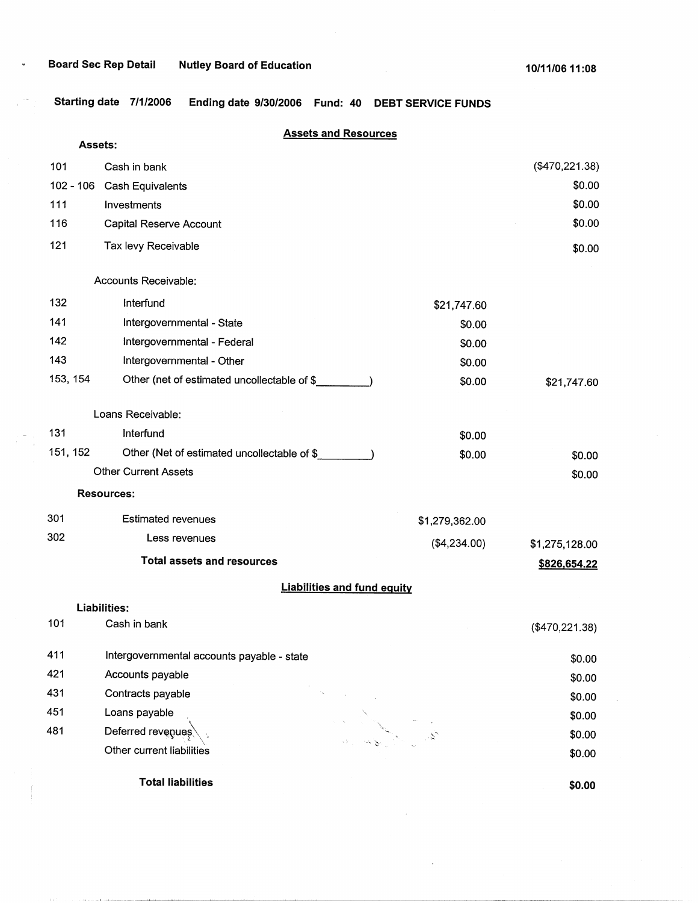**Board Sec Rep Detail** **Nutley Board of Education** **10/11/06 11:08**

**Starting date 7/1/2006** **Ending date 9/30/2006** **Fund: 40** **DEBT SERVICE FUNDS**

## Assets and Resources

**Assets:**

| Code | Description | | Amount |
|---|---|---|---|
| 101 | Cash in bank | | ($470,221.38) |
| 102 - 106 | Cash Equivalents | | $0.00 |
| 111 | Investments | | $0.00 |
| 116 | Capital Reserve Account | | $0.00 |
| 121 | Tax levy Receivable | | $0.00 |
| | Accounts Receivable: | | |
| 132 | Interfund | $21,747.60 | |
| 141 | Intergovernmental - State | $0.00 | |
| 142 | Intergovernmental - Federal | $0.00 | |
| 143 | Intergovernmental - Other | $0.00 | |
| 153, 154 | Other (net of estimated uncollectable of $_________) | $0.00 | $21,747.60 |
| | Loans Receivable: | | |
| 131 | Interfund | $0.00 | |
| 151, 152 | Other (Net of estimated uncollectable of $_________) | $0.00 | $0.00 |
| | Other Current Assets | | $0.00 |
| | **Resources:** | | |
| 301 | Estimated revenues | $1,279,362.00 | |
| 302 | Less revenues | ($4,234.00) | $1,275,128.00 |
| | **Total assets and resources** | | **$826,654.22** |

## Liabilities and fund equity

**Liabilities:**

| Code | Description | Amount |
|---|---|---|
| 101 | Cash in bank | ($470,221.38) |
| 411 | Intergovernmental accounts payable - state | $0.00 |
| 421 | Accounts payable | $0.00 |
| 431 | Contracts payable | $0.00 |
| 451 | Loans payable | $0.00 |
| 481 | Deferred revenues | $0.00 |
| | Other current liabilities | $0.00 |
| | **Total liabilities** | **$0.00** |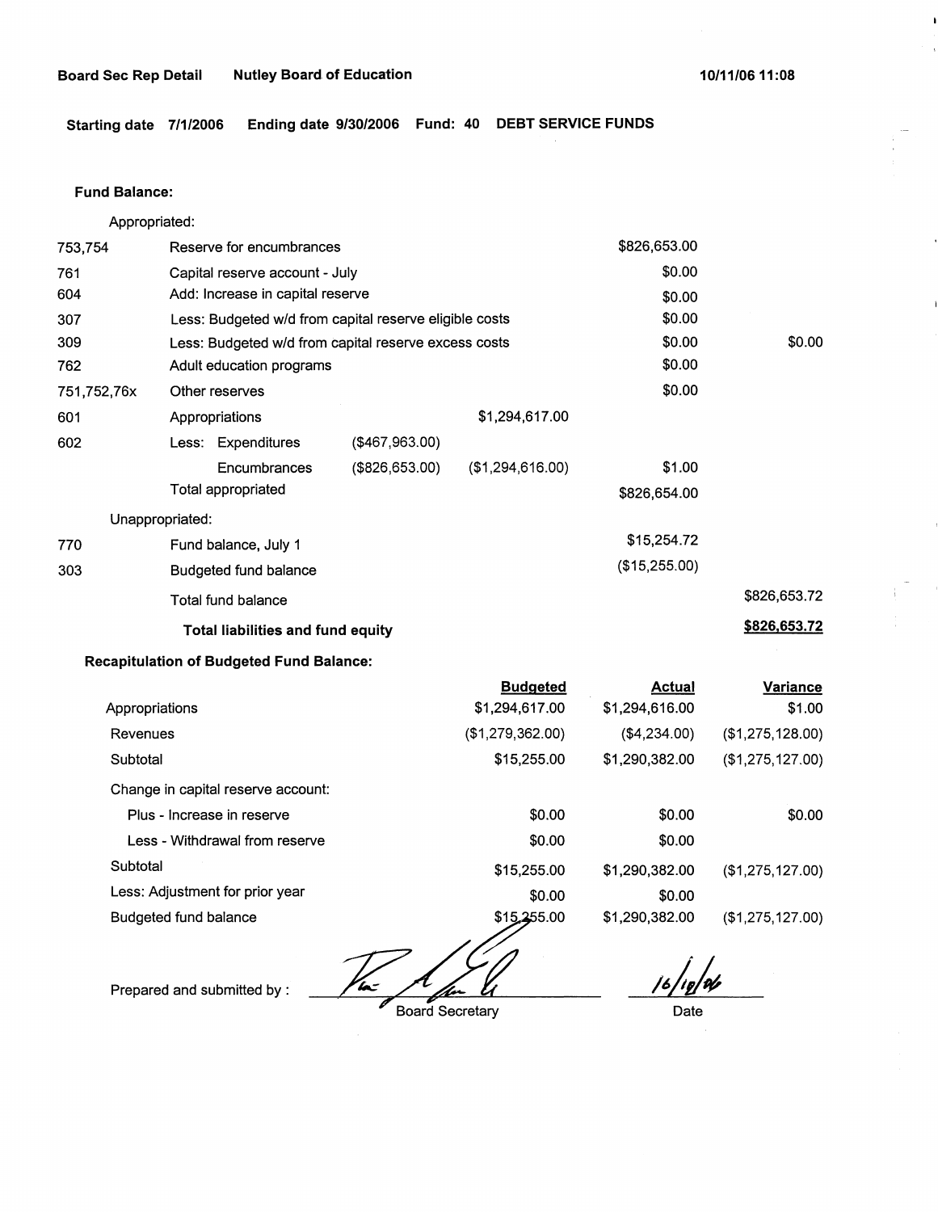**Board Sec Rep Detail** **Nutley Board of Education** **10/11/06 11:08**

**Starting date 7/1/2006** **Ending date 9/30/2006** **Fund: 40** **DEBT SERVICE FUNDS**

**Fund Balance:**

| | | | | | |
|---|---|---|---|---|---|
| | Appropriated: | | | | |
| 753,754 | Reserve for encumbrances | | | $826,653.00 | |
| 761 | Capital reserve account - July | | | $0.00 | |
| 604 | Add: Increase in capital reserve | | | $0.00 | |
| 307 | Less: Budgeted w/d from capital reserve eligible costs | | | $0.00 | |
| 309 | Less: Budgeted w/d from capital reserve excess costs | | | $0.00 | $0.00 |
| 762 | Adult education programs | | | $0.00 | |
| 751,752,76x | Other reserves | | | $0.00 | |
| 601 | Appropriations | | $1,294,617.00 | | |
| 602 | Less: Expenditures | ($467,963.00) | | | |
| | Encumbrances | ($826,653.00) | ($1,294,616.00) | $1.00 | |
| | Total appropriated | | | $826,654.00 | |
| | Unappropriated: | | | | |
| 770 | Fund balance, July 1 | | | $15,254.72 | |
| 303 | Budgeted fund balance | | | ($15,255.00) | |
| | Total fund balance | | | | $826,653.72 |
| | **Total liabilities and fund equity** | | | | **$826,653.72** |

**Recapitulation of Budgeted Fund Balance:**

| | Budgeted | Actual | Variance |
|---|---|---|---|
| Appropriations | $1,294,617.00 | $1,294,616.00 | $1.00 |
| Revenues | ($1,279,362.00) | ($4,234.00) | ($1,275,128.00) |
| Subtotal | $15,255.00 | $1,290,382.00 | ($1,275,127.00) |
| Change in capital reserve account: | | | |
| Plus - Increase in reserve | $0.00 | $0.00 | $0.00 |
| Less - Withdrawal from reserve | $0.00 | $0.00 | |
| Subtotal | $15,255.00 | $1,290,382.00 | ($1,275,127.00) |
| Less: Adjustment for prior year | $0.00 | $0.00 | |
| Budgeted fund balance | $15,255.00 | $1,290,382.00 | ($1,275,127.00) |

Prepared and submitted by : ____________________ Board Secretary

10/18/06
Date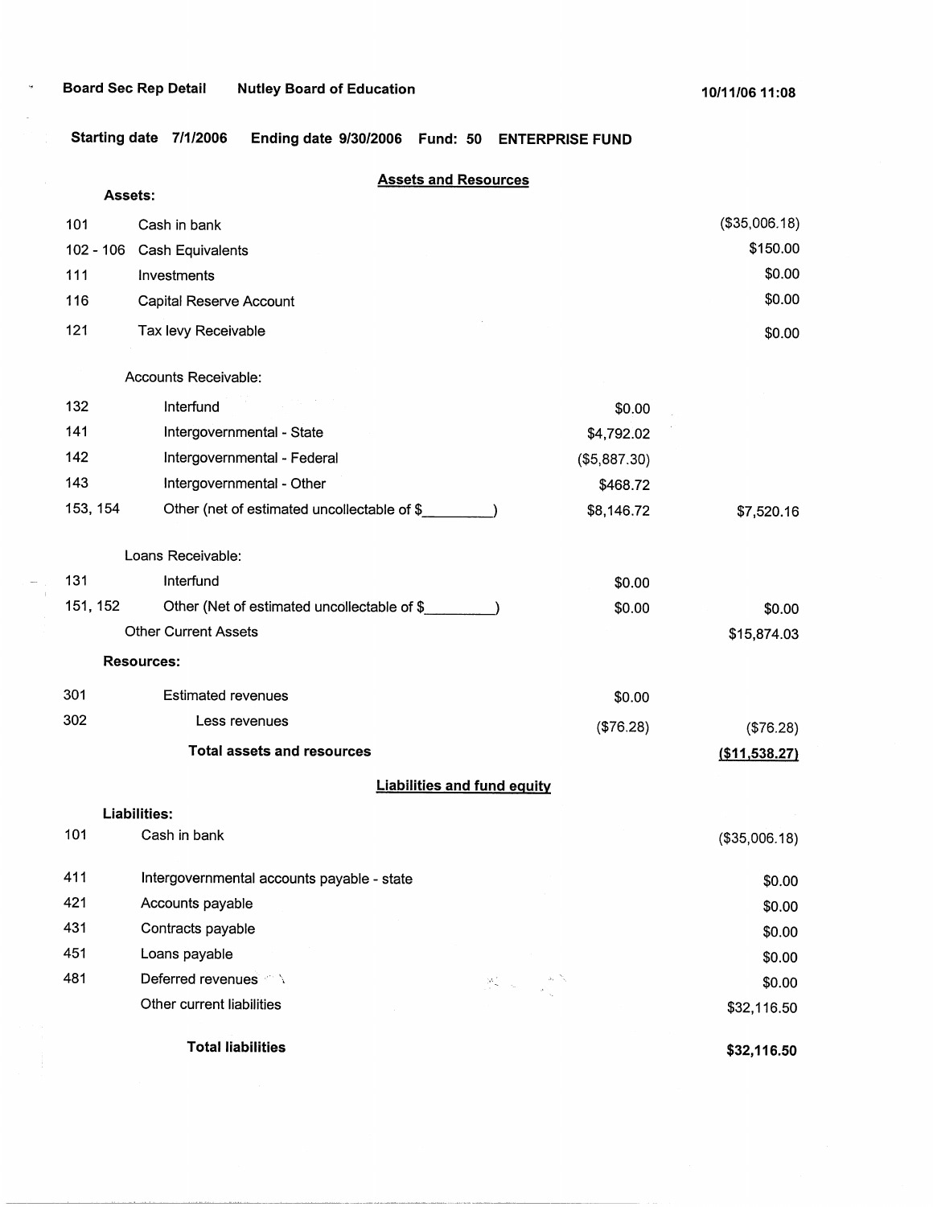Board Sec Rep Detail　　Nutley Board of Education　　10/11/06 11:08

**Starting date 7/1/2006　　Ending date 9/30/2006　　Fund: 50　　ENTERPRISE FUND**

## Assets and Resources

| Code | Description | | |
|---|---|---|---|
| **Assets:** | | | |
| 101 | Cash in bank | | ($35,006.18) |
| 102 - 106 | Cash Equivalents | | $150.00 |
| 111 | Investments | | $0.00 |
| 116 | Capital Reserve Account | | $0.00 |
| 121 | Tax levy Receivable | | $0.00 |
| | Accounts Receivable: | | |
| 132 | Interfund | $0.00 | |
| 141 | Intergovernmental - State | $4,792.02 | |
| 142 | Intergovernmental - Federal | ($5,887.30) | |
| 143 | Intergovernmental - Other | $468.72 | |
| 153, 154 | Other (net of estimated uncollectable of $_________) | $8,146.72 | $7,520.16 |
| | Loans Receivable: | | |
| 131 | Interfund | $0.00 | |
| 151, 152 | Other (Net of estimated uncollectable of $_________) | $0.00 | $0.00 |
| | Other Current Assets | | $15,874.03 |
| **Resources:** | | | |
| 301 | Estimated revenues | $0.00 | |
| 302 | Less revenues | ($76.28) | ($76.28) |
| | **Total assets and resources** | | **($11,538.27)** |

## Liabilities and fund equity

| Code | Description | |
|---|---|---|
| **Liabilities:** | | |
| 101 | Cash in bank | ($35,006.18) |
| 411 | Intergovernmental accounts payable - state | $0.00 |
| 421 | Accounts payable | $0.00 |
| 431 | Contracts payable | $0.00 |
| 451 | Loans payable | $0.00 |
| 481 | Deferred revenues | $0.00 |
| | Other current liabilities | $32,116.50 |
| | **Total liabilities** | **$32,116.50** |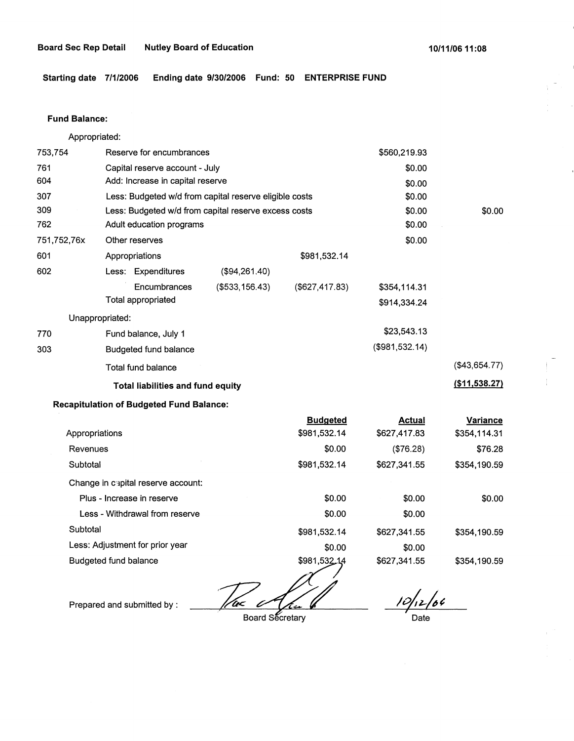Board Sec Rep Detail    Nutley Board of Education    10/11/06 11:08

**Starting date 7/1/2006    Ending date 9/30/2006    Fund: 50    ENTERPRISE FUND**

**Fund Balance:**

Appropriated:

| Code | Description | | | | |
|---|---|---|---|---|---|
| 753,754 | Reserve for encumbrances | | | $560,219.93 | |
| 761 | Capital reserve account - July | | | $0.00 | |
| 604 | Add: Increase in capital reserve | | | $0.00 | |
| 307 | Less: Budgeted w/d from capital reserve eligible costs | | | $0.00 | |
| 309 | Less: Budgeted w/d from capital reserve excess costs | | | $0.00 | $0.00 |
| 762 | Adult education programs | | | $0.00 | |
| 751,752,76x | Other reserves | | | $0.00 | |
| 601 | Appropriations | | $981,532.14 | | |
| 602 | Less: Expenditures | ($94,261.40) | | | |
| | Encumbrances | ($533,156.43) | ($627,417.83) | $354,114.31 | |
| | Total appropriated | | | $914,334.24 | |

Unappropriated:

| Code | Description | | |
|---|---|---|---|
| 770 | Fund balance, July 1 | $23,543.13 | |
| 303 | Budgeted fund balance | ($981,532.14) | |
| | Total fund balance | | ($43,654.77) |
| | **Total liabilities and fund equity** | | **($11,538.27)** |

**Recapitulation of Budgeted Fund Balance:**

| | Budgeted | Actual | Variance |
|---|---|---|---|
| Appropriations | $981,532.14 | $627,417.83 | $354,114.31 |
| Revenues | $0.00 | ($76.28) | $76.28 |
| Subtotal | $981,532.14 | $627,341.55 | $354,190.59 |
| Change in capital reserve account: | | | |
| Plus - Increase in reserve | $0.00 | $0.00 | $0.00 |
| Less - Withdrawal from reserve | $0.00 | $0.00 | |
| Subtotal | $981,532.14 | $627,341.55 | $354,190.59 |
| Less: Adjustment for prior year | $0.00 | $0.00 | |
| Budgeted fund balance | $981,532.14 | $627,341.55 | $354,190.59 |

Prepared and submitted by : ______________________ Board Secretary    10/12/06 Date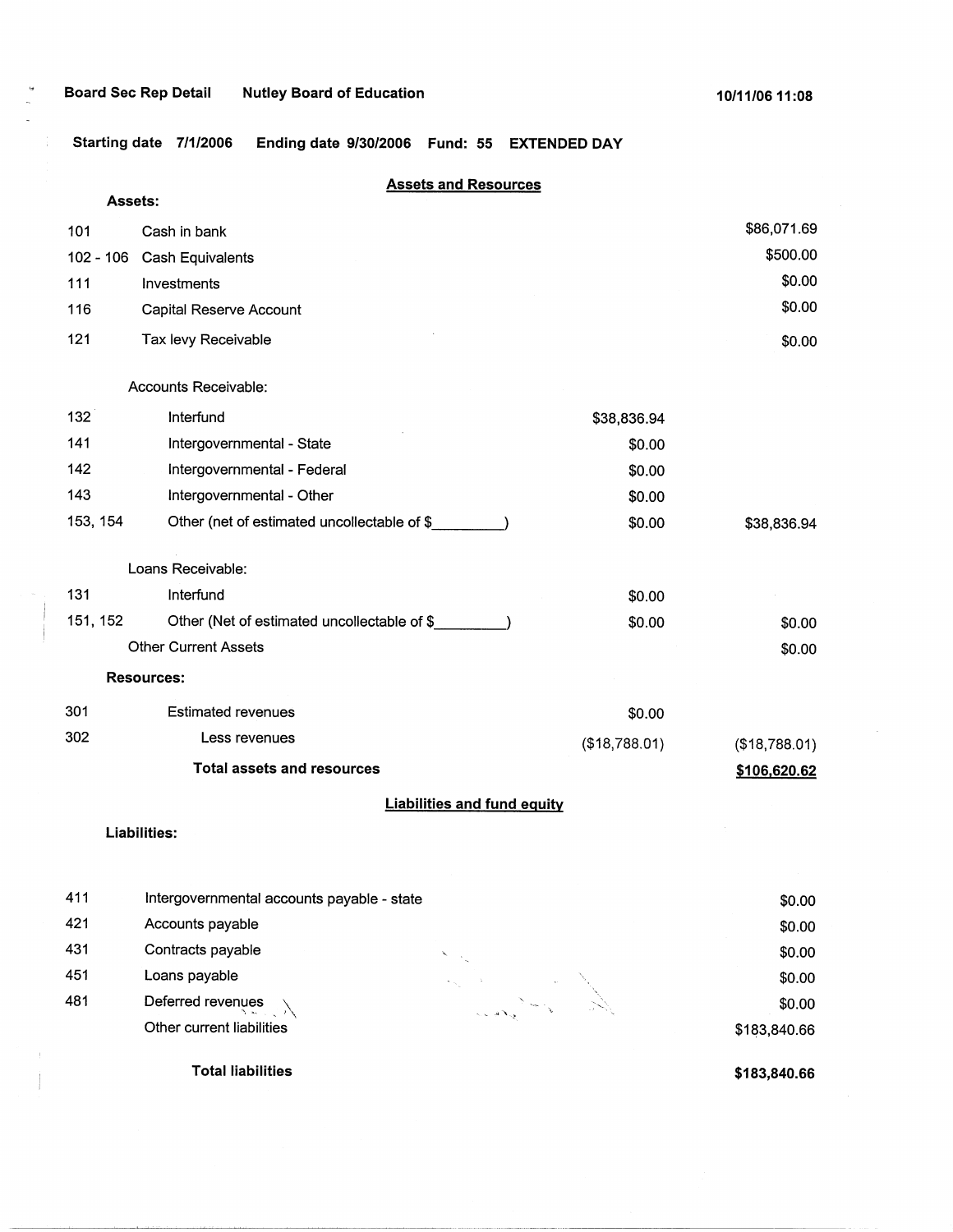**Board Sec Rep Detail** **Nutley Board of Education** **10/11/06 11:08**

**Starting date 7/1/2006 Ending date 9/30/2006 Fund: 55 EXTENDED DAY**

## Assets and Resources

**Assets:**

| Account | Description | | Amount |
|---|---|---|---|
| 101 | Cash in bank | | $86,071.69 |
| 102 - 106 | Cash Equivalents | | $500.00 |
| 111 | Investments | | $0.00 |
| 116 | Capital Reserve Account | | $0.00 |
| 121 | Tax levy Receivable | | $0.00 |
| | Accounts Receivable: | | |
| 132 | Interfund | $38,836.94 | |
| 141 | Intergovernmental - State | $0.00 | |
| 142 | Intergovernmental - Federal | $0.00 | |
| 143 | Intergovernmental - Other | $0.00 | |
| 153, 154 | Other (net of estimated uncollectable of $_________) | $0.00 | $38,836.94 |
| | Loans Receivable: | | |
| 131 | Interfund | $0.00 | |
| 151, 152 | Other (Net of estimated uncollectable of $_________) | $0.00 | $0.00 |
| | Other Current Assets | | $0.00 |
| | **Resources:** | | |
| 301 | Estimated revenues | $0.00 | |
| 302 | Less revenues | ($18,788.01) | ($18,788.01) |
| | **Total assets and resources** | | **$106,620.62** |

## Liabilities and fund equity

**Liabilities:**

| Account | Description | Amount |
|---|---|---|
| 411 | Intergovernmental accounts payable - state | $0.00 |
| 421 | Accounts payable | $0.00 |
| 431 | Contracts payable | $0.00 |
| 451 | Loans payable | $0.00 |
| 481 | Deferred revenues | $0.00 |
| | Other current liabilities | $183,840.66 |
| | **Total liabilities** | **$183,840.66** |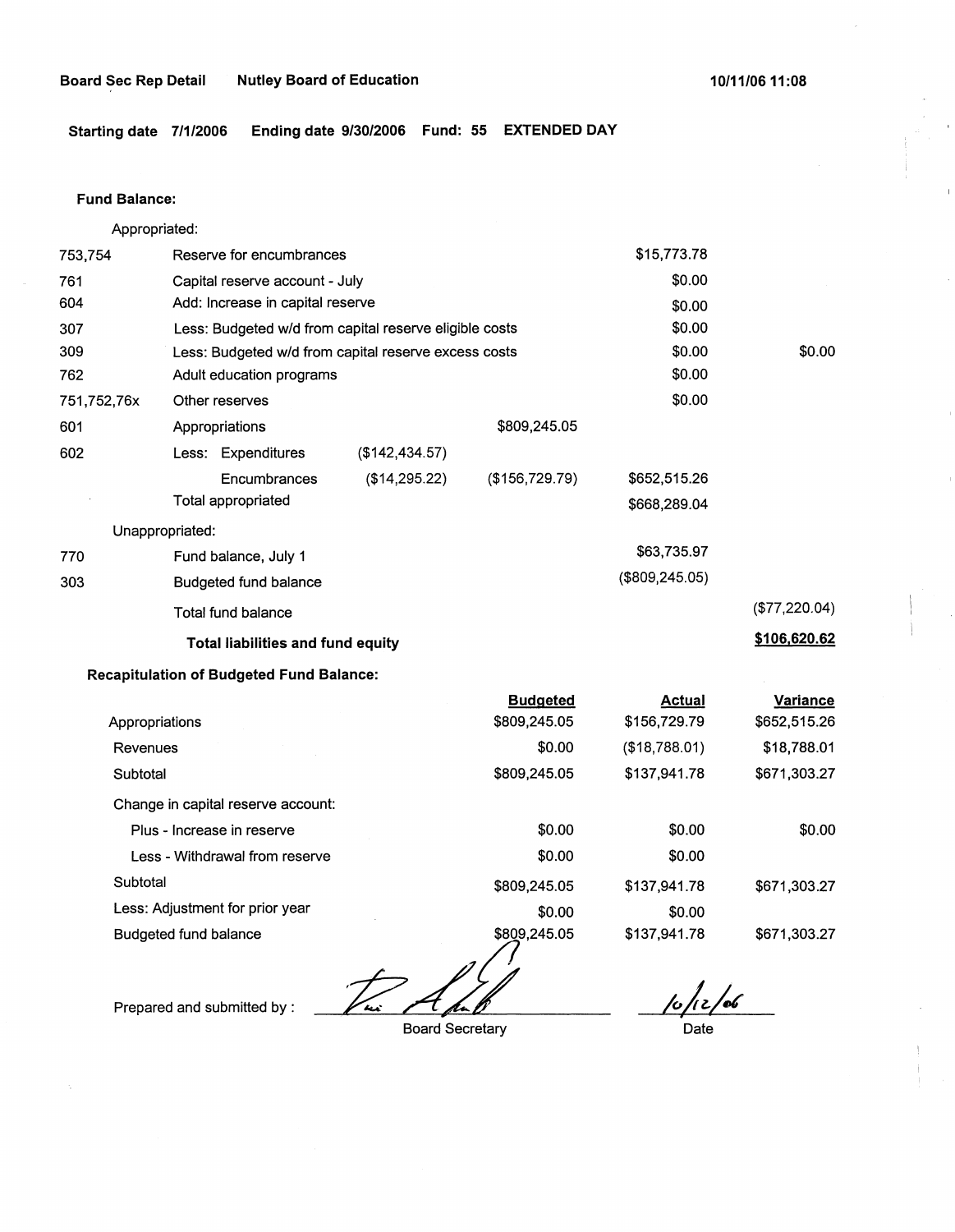Board Sec Rep Detail    Nutley Board of Education    10/11/06 11:08

**Starting date** 7/1/2006    **Ending date** 9/30/2006    **Fund:** 55    **EXTENDED DAY**

**Fund Balance:**

| | | | | | |
|---|---|---|---|---|---|
| | Appropriated: | | | | |
| 753,754 | Reserve for encumbrances | | | $15,773.78 | |
| 761 | Capital reserve account - July | | | $0.00 | |
| 604 | Add: Increase in capital reserve | | | $0.00 | |
| 307 | Less: Budgeted w/d from capital reserve eligible costs | | | $0.00 | |
| 309 | Less: Budgeted w/d from capital reserve excess costs | | | $0.00 | $0.00 |
| 762 | Adult education programs | | | $0.00 | |
| 751,752,76x | Other reserves | | | $0.00 | |
| 601 | Appropriations | | $809,245.05 | | |
| 602 | Less: Expenditures | ($142,434.57) | | | |
| | Encumbrances | ($14,295.22) | ($156,729.79) | $652,515.26 | |
| | Total appropriated | | | $668,289.04 | |
| | Unappropriated: | | | | |
| 770 | Fund balance, July 1 | | | $63,735.97 | |
| 303 | Budgeted fund balance | | | ($809,245.05) | |
| | Total fund balance | | | | ($77,220.04) |
| | **Total liabilities and fund equity** | | | | **$106,620.62** |

**Recapitulation of Budgeted Fund Balance:**

| | Budgeted | Actual | Variance |
|---|---|---|---|
| Appropriations | $809,245.05 | $156,729.79 | $652,515.26 |
| Revenues | $0.00 | ($18,788.01) | $18,788.01 |
| Subtotal | $809,245.05 | $137,941.78 | $671,303.27 |
| Change in capital reserve account: | | | |
| Plus - Increase in reserve | $0.00 | $0.00 | $0.00 |
| Less - Withdrawal from reserve | $0.00 | $0.00 | |
| Subtotal | $809,245.05 | $137,941.78 | $671,303.27 |
| Less: Adjustment for prior year | $0.00 | $0.00 | |
| Budgeted fund balance | $809,245.05 | $137,941.78 | $671,303.27 |

Prepared and submitted by : ______________________ Board Secretary    10/12/06 Date